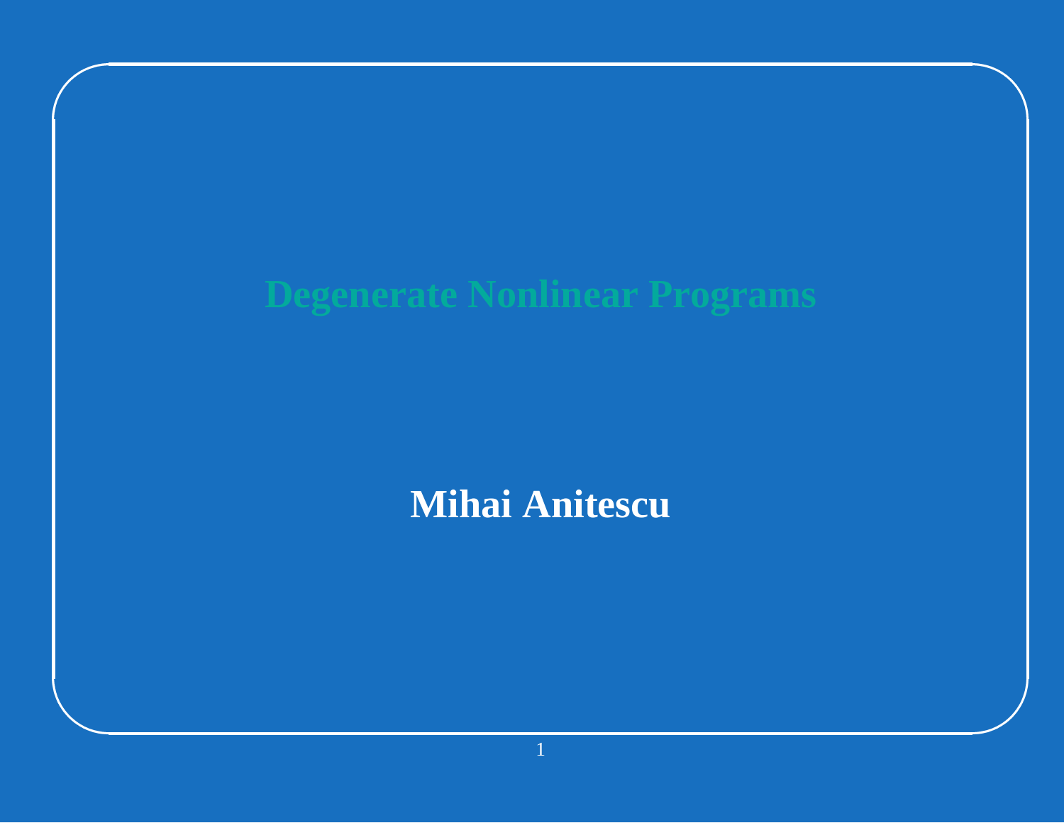# Degenerate Nonlinear Programs

**Mihai Anitescu**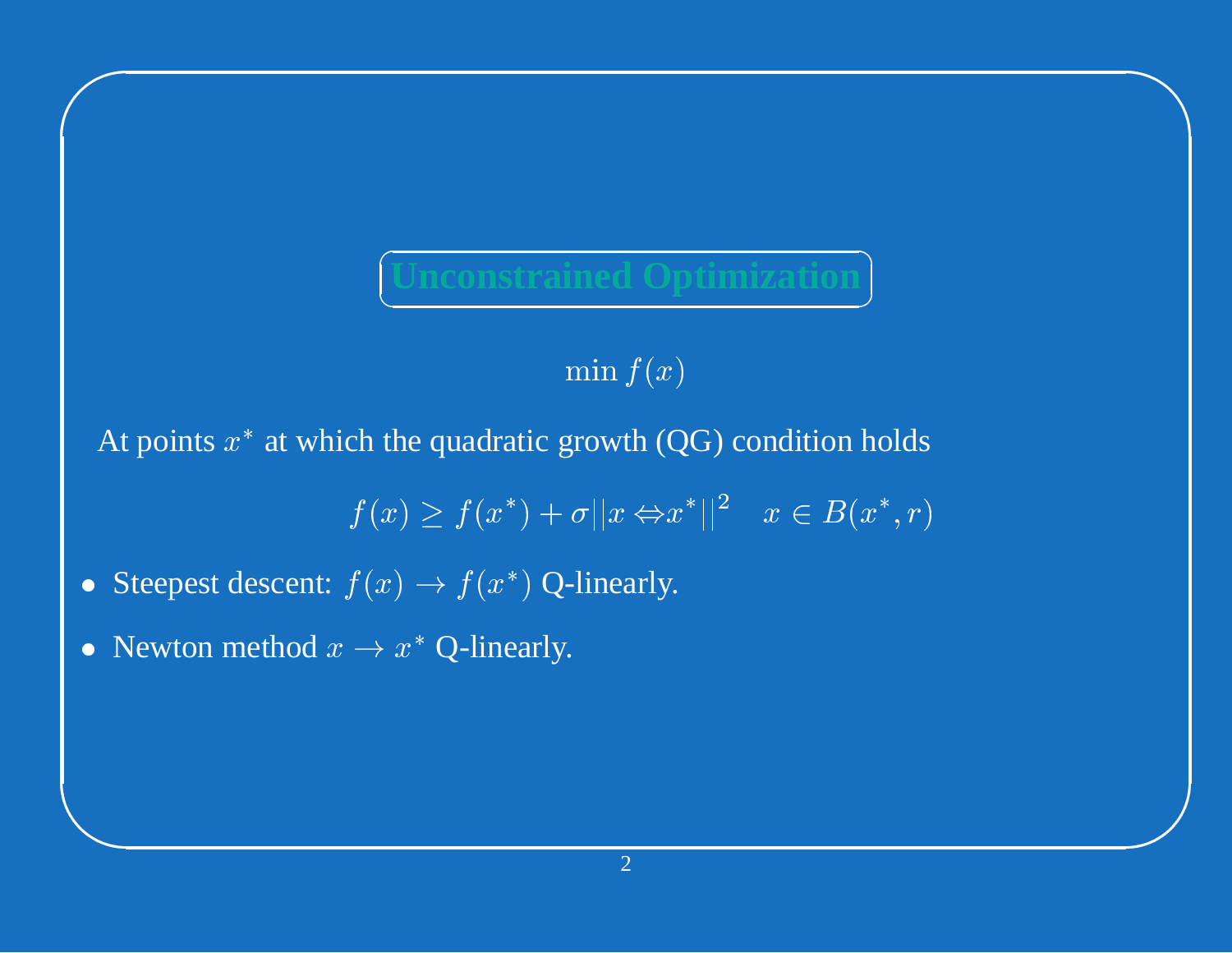## Unconstrained Optimization

$$\min f(x)$$

At points $x^*$ at which the quadratic growth (QG) condition holds

$$f(x) \geq f(x^*) + \sigma ||x - x^*||^2 \quad x \in B(x^*, r)$$

- Steepest descent: $f(x) \to f(x^*)$ Q-linearly.
- Newton method $x \to x^*$ Q-linearly.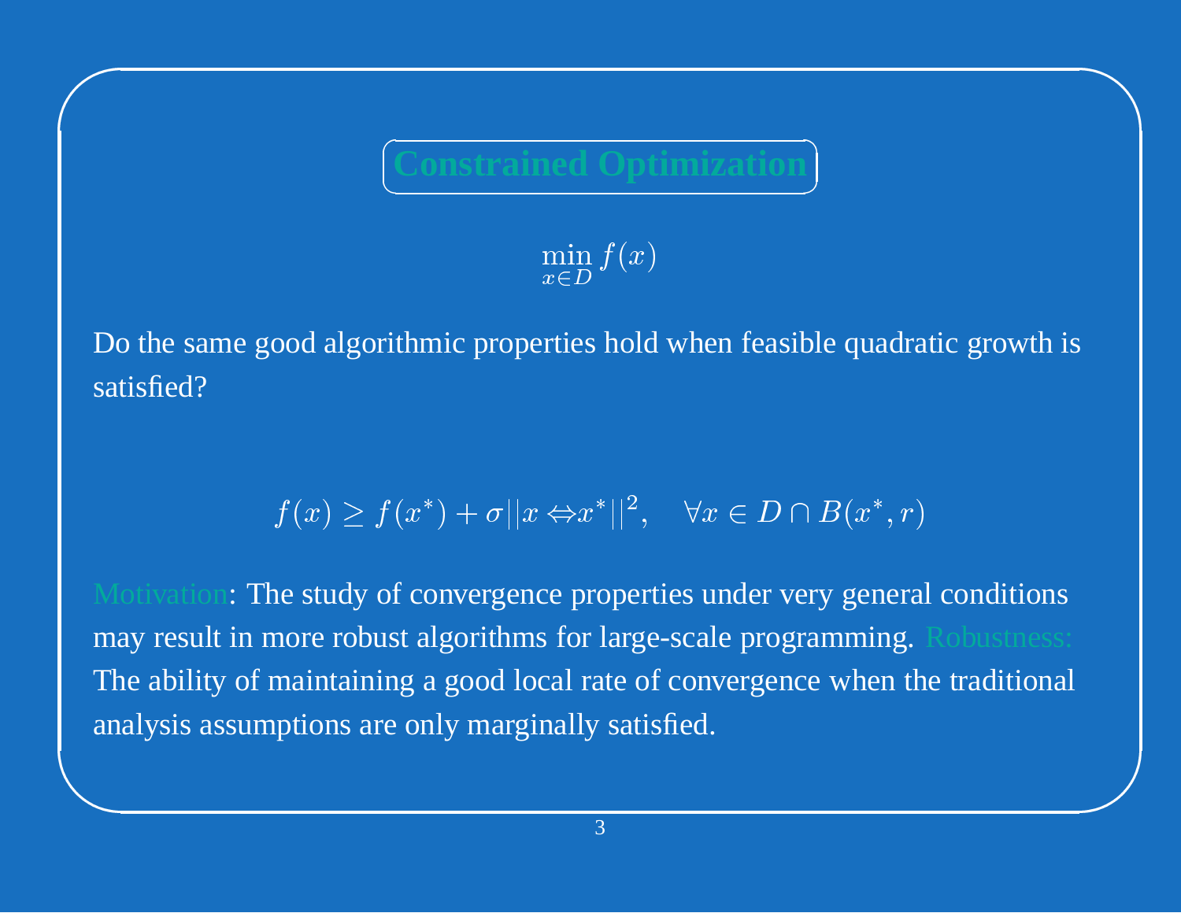## Constrained Optimization

$$\min_{x \in D} f(x)$$

Do the same good algorithmic properties hold when feasible quadratic growth is satisfied?

$$f(x) \geq f(x^*) + \sigma ||x \Leftrightarrow x^*||^2, \quad \forall x \in D \cap B(x^*, r)$$

Motivation: The study of convergence properties under very general conditions may result in more robust algorithms for large-scale programming. Robustness: The ability of maintaining a good local rate of convergence when the traditional analysis assumptions are only marginally satisfied.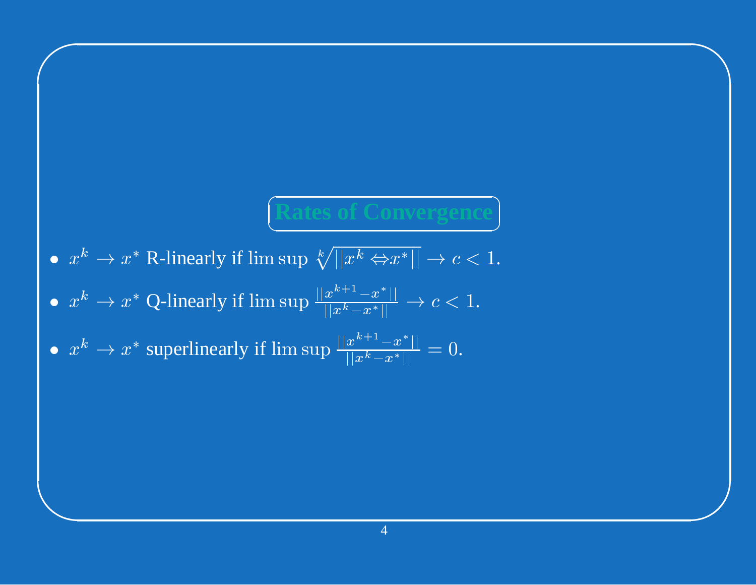## Rates of Convergence

- $x^k \to x^*$ R-linearly if $\limsup \sqrt[k]{||x^k \Leftrightarrow x^*||} \to c < 1$.
- $x^k \to x^*$ Q-linearly if $\limsup \frac{||x^{k+1} - x^*||}{||x^k - x^*||} \to c < 1$.
- $x^k \to x^*$ superlinearly if $\limsup \frac{||x^{k+1} - x^*||}{||x^k - x^*||} = 0$.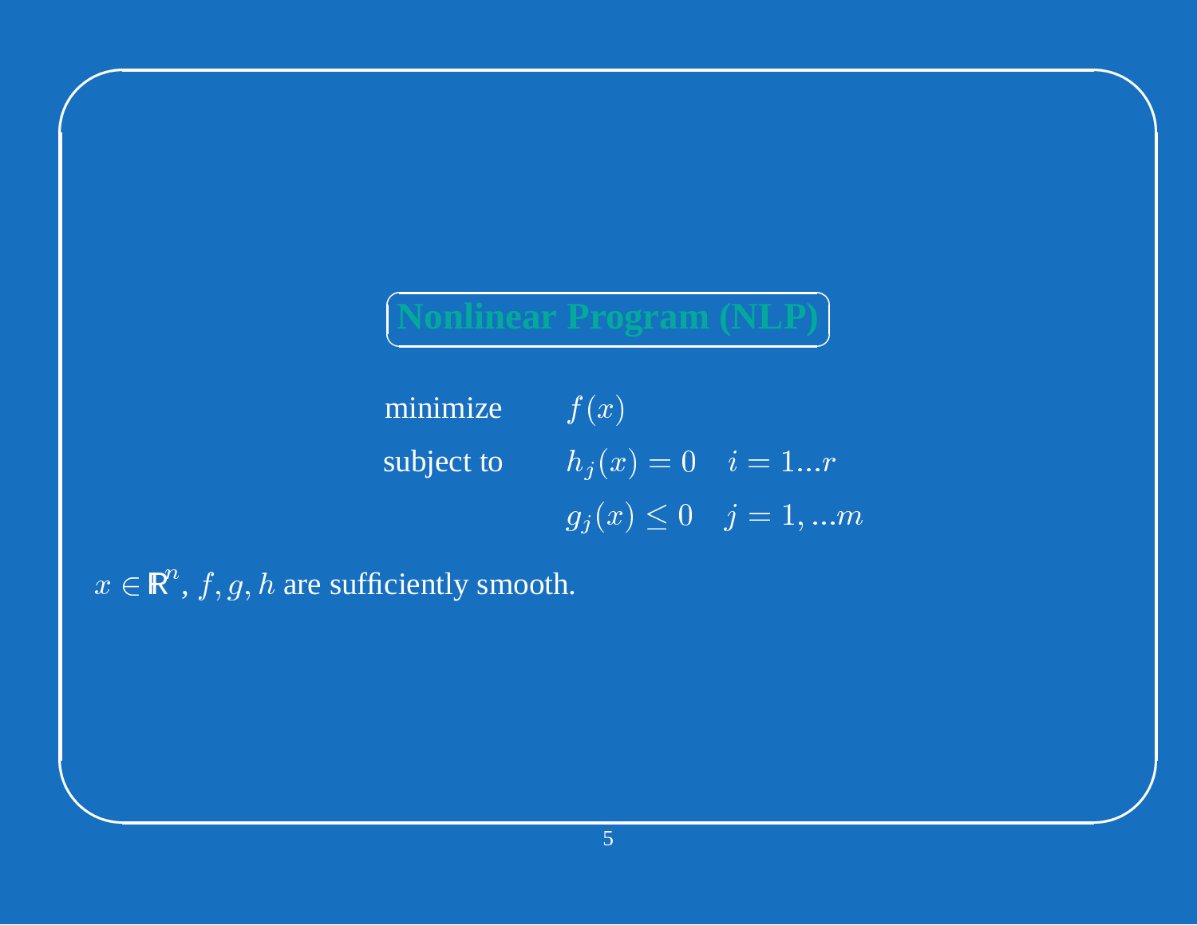## Nonlinear Program (NLP)

$$
\begin{aligned}
\text{minimize} \quad & f(x) \\
\text{subject to} \quad & h_j(x) = 0 \quad i = 1...r \\
& g_j(x) \leq 0 \quad j = 1, ...m
\end{aligned}
$$

$x \in \mathbb{R}^n$, $f, g, h$ are sufficiently smooth.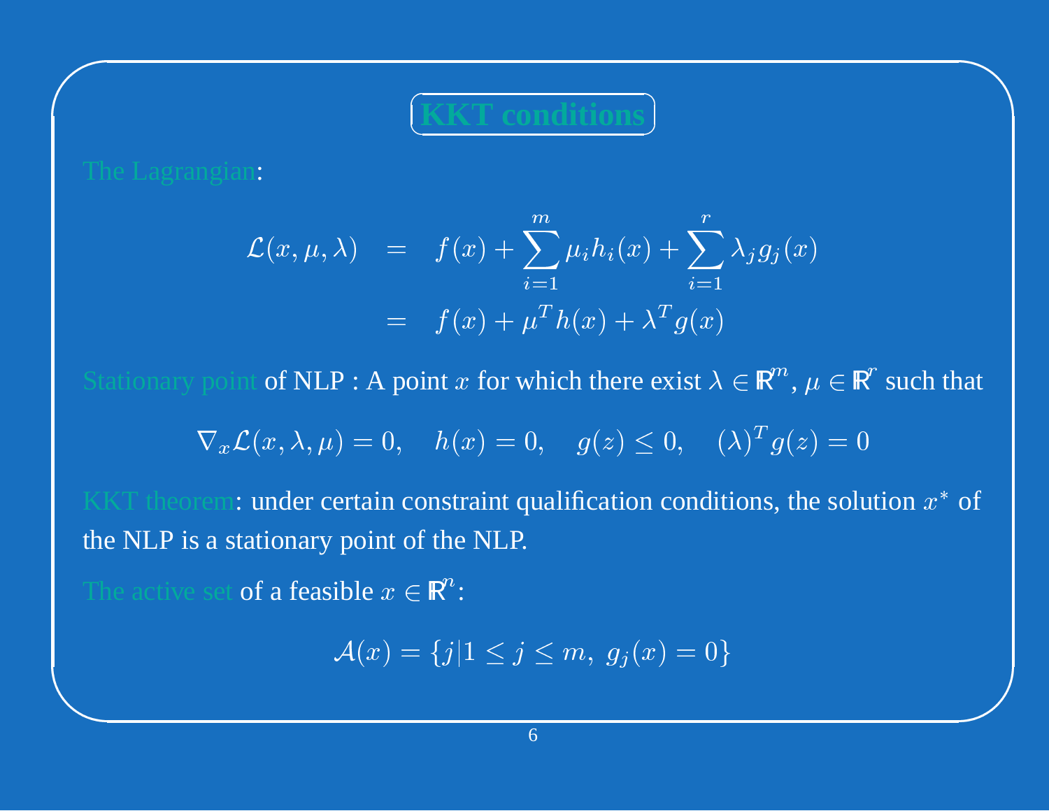# KKT conditions

The Lagrangian:

$$
\begin{aligned}
\mathcal{L}(x, \mu, \lambda) &= f(x) + \sum_{i=1}^{m} \mu_i h_i(x) + \sum_{i=1}^{r} \lambda_j g_j(x) \\
&= f(x) + \mu^T h(x) + \lambda^T g(x)
\end{aligned}
$$

Stationary point of NLP : A point $x$ for which there exist $\lambda \in \mathbb{R}^m$, $\mu \in \mathbb{R}^r$ such that

$$
\nabla_x \mathcal{L}(x, \lambda, \mu) = 0, \quad h(x) = 0, \quad g(z) \leq 0, \quad (\lambda)^T g(z) = 0
$$

KKT theorem: under certain constraint qualification conditions, the solution $x^*$ of the NLP is a stationary point of the NLP.

The active set of a feasible $x \in \mathbb{R}^n$:

$$
\mathcal{A}(x) = \{j | 1 \leq j \leq m, \ g_j(x) = 0\}
$$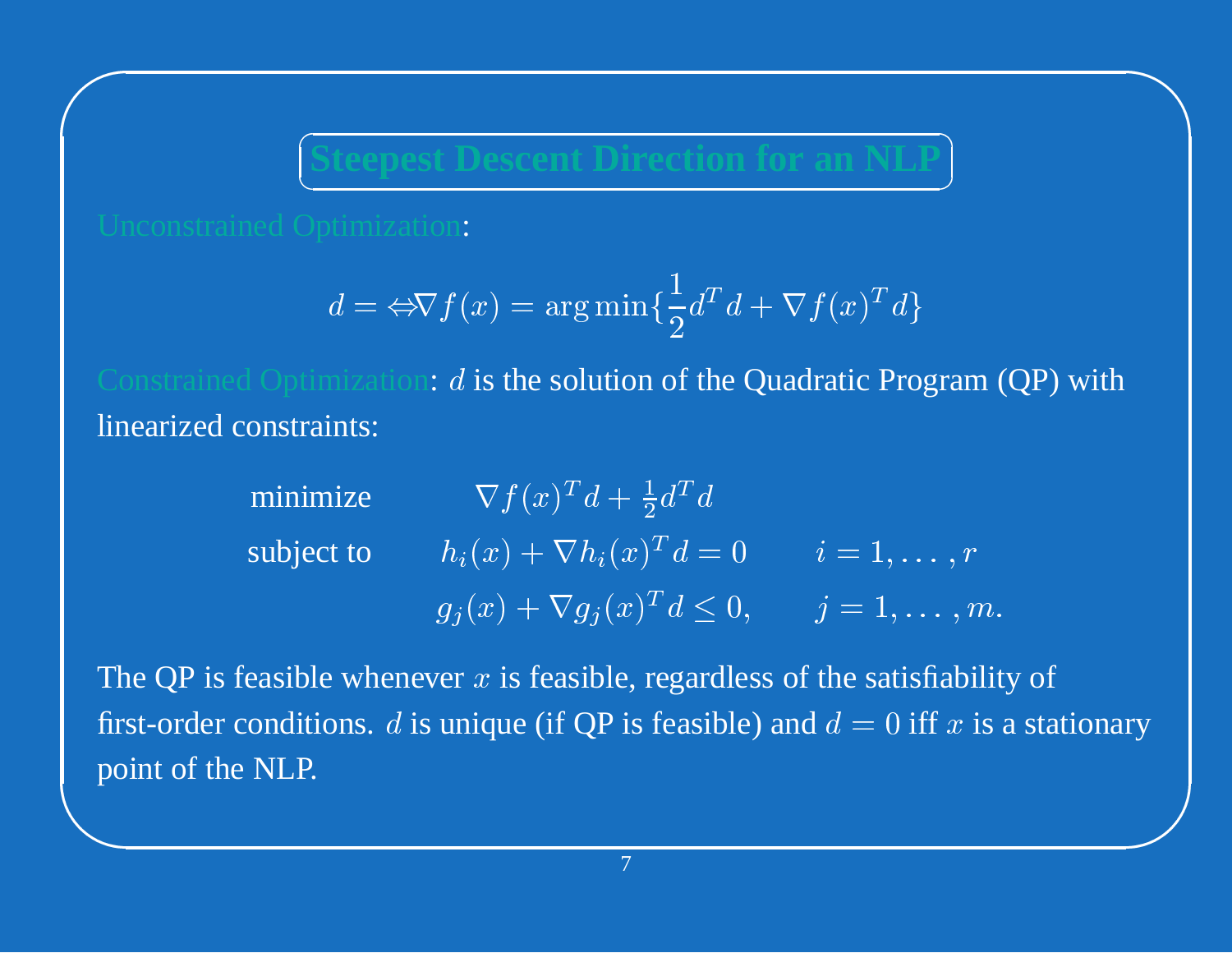## Steepest Descent Direction for an NLP

Unconstrained Optimization:

$$d = \Leftrightarrow \nabla f(x) = \arg\min\{\frac{1}{2}d^T d + \nabla f(x)^T d\}$$

Constrained Optimization: $d$ is the solution of the Quadratic Program (QP) with linearized constraints:

$$
\begin{array}{lll}
\text{minimize} & \nabla f(x)^T d + \frac{1}{2} d^T d & \\
\text{subject to} & h_i(x) + \nabla h_i(x)^T d = 0 & i = 1, \ldots, r \\
 & g_j(x) + \nabla g_j(x)^T d \leq 0, & j = 1, \ldots, m.
\end{array}
$$

The QP is feasible whenever $x$ is feasible, regardless of the satisfiability of first-order conditions. $d$ is unique (if QP is feasible) and $d = 0$ iff $x$ is a stationary point of the NLP.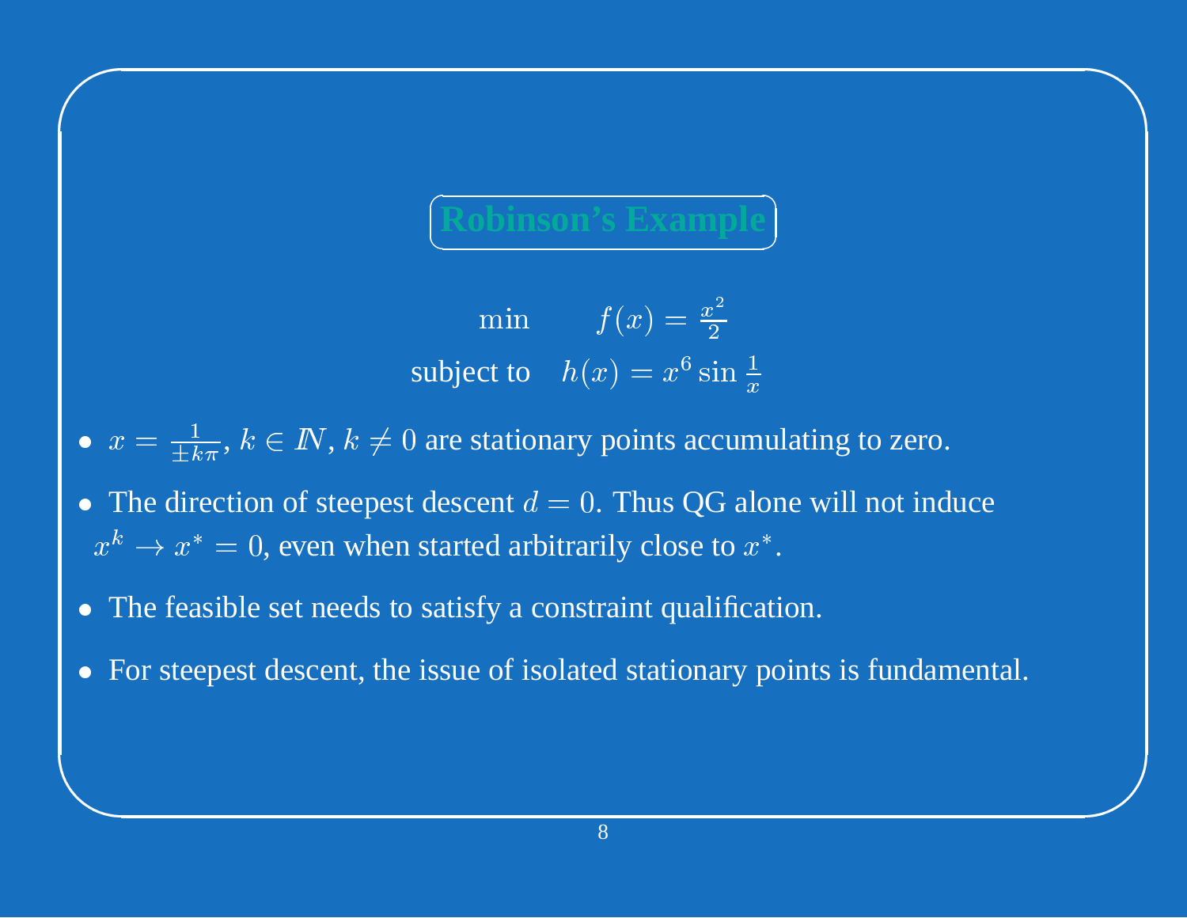## Robinson's Example

$$\begin{array}{ll} \min & f(x) = \frac{x^2}{2} \\ \text{subject to} & h(x) = x^6 \sin \frac{1}{x} \end{array}$$

- $x = \frac{1}{\pm k\pi}$, $k \in I\!N$, $k \neq 0$ are stationary points accumulating to zero.
- The direction of steepest descent $d = 0$. Thus QG alone will not induce $x^k \to x^* = 0$, even when started arbitrarily close to $x^*$.
- The feasible set needs to satisfy a constraint qualification.
- For steepest descent, the issue of isolated stationary points is fundamental.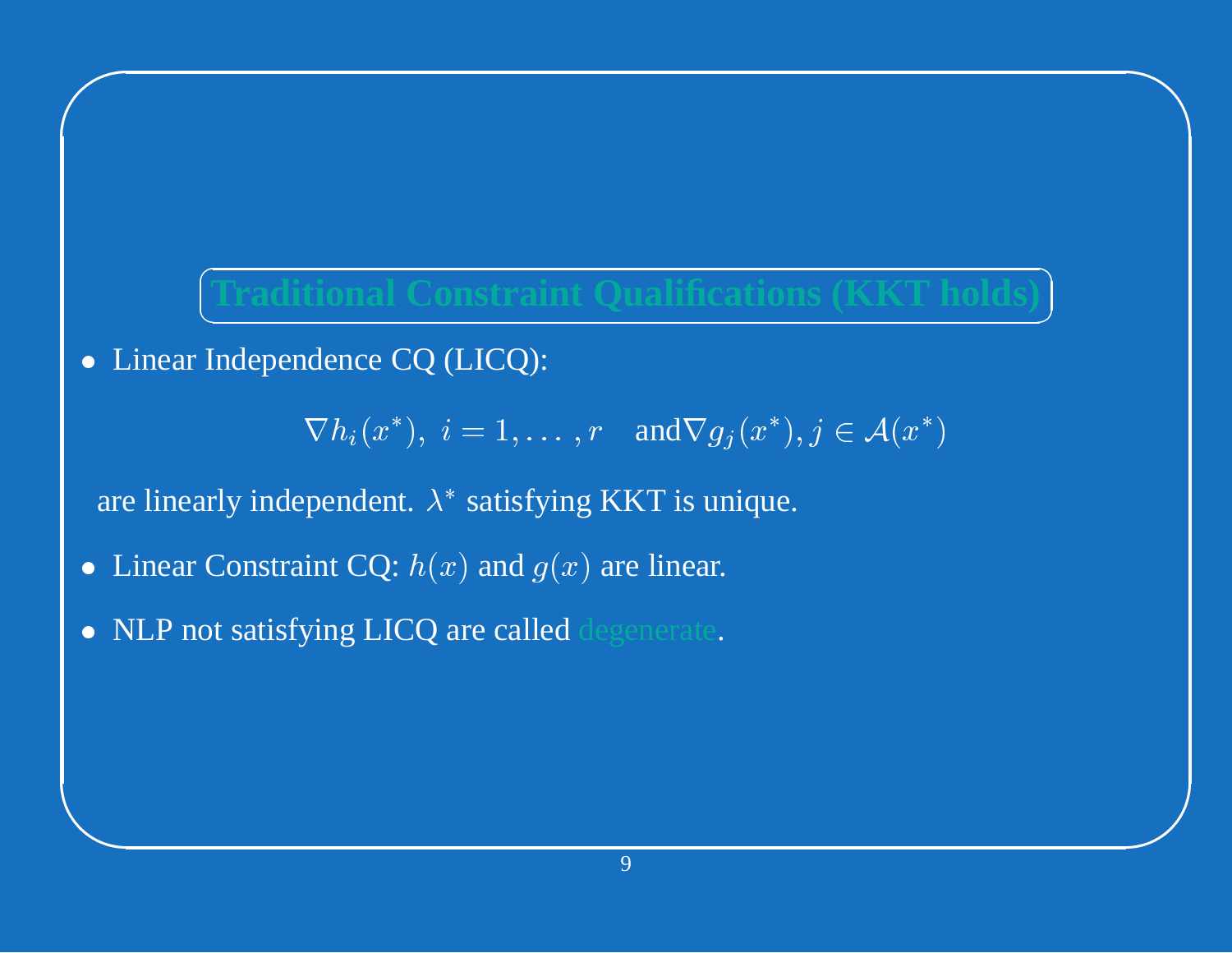## Traditional Constraint Qualifications (KKT holds)

- Linear Independence CQ (LICQ):

$$\nabla h_i(x^*),\ i = 1, \ldots, r \quad \text{and} \nabla g_j(x^*), j \in \mathcal{A}(x^*)$$

are linearly independent. $\lambda^*$ satisfying KKT is unique.

- Linear Constraint CQ: $h(x)$ and $g(x)$ are linear.

- NLP not satisfying LICQ are called degenerate.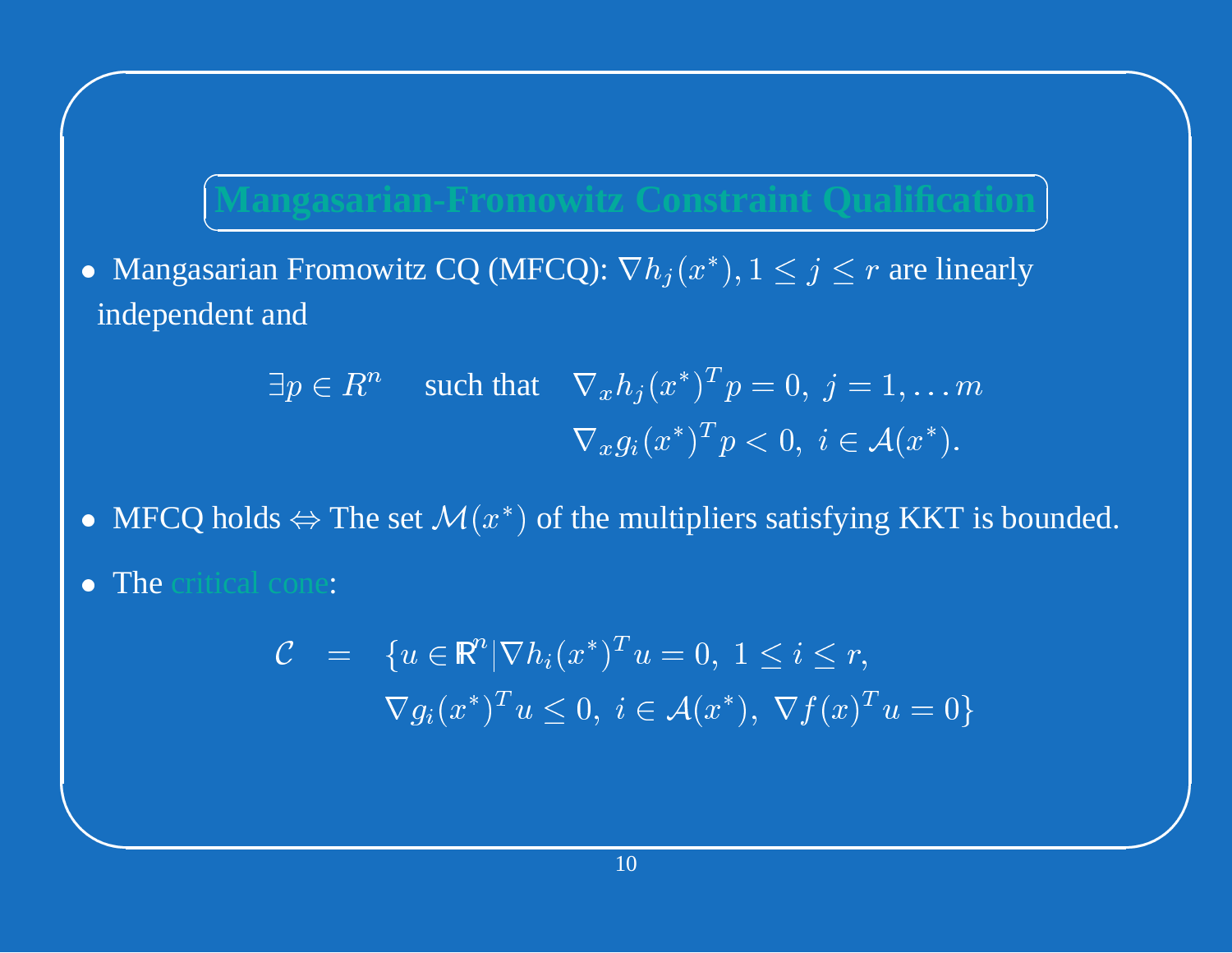## Mangasarian-Fromowitz Constraint Qualification

- Mangasarian Fromowitz CQ (MFCQ): $\nabla h_j(x^*), 1 \leq j \leq r$ are linearly independent and

$$\exists p \in R^n \quad \text{such that} \quad \begin{array}{l} \nabla_x h_j(x^*)^T p = 0,\ j = 1, \ldots m \\ \nabla_x g_i(x^*)^T p < 0,\ i \in \mathcal{A}(x^*). \end{array}$$

- MFCQ holds $\Leftrightarrow$ The set $\mathcal{M}(x^*)$ of the multipliers satisfying KKT is bounded.

- The critical cone:

$$\begin{aligned} \mathcal{C} \quad = \quad & \{u \in \mathbb{R}^n | \nabla h_i(x^*)^T u = 0,\ 1 \leq i \leq r, \\ & \nabla g_i(x^*)^T u \leq 0,\ i \in \mathcal{A}(x^*),\ \nabla f(x)^T u = 0\} \end{aligned}$$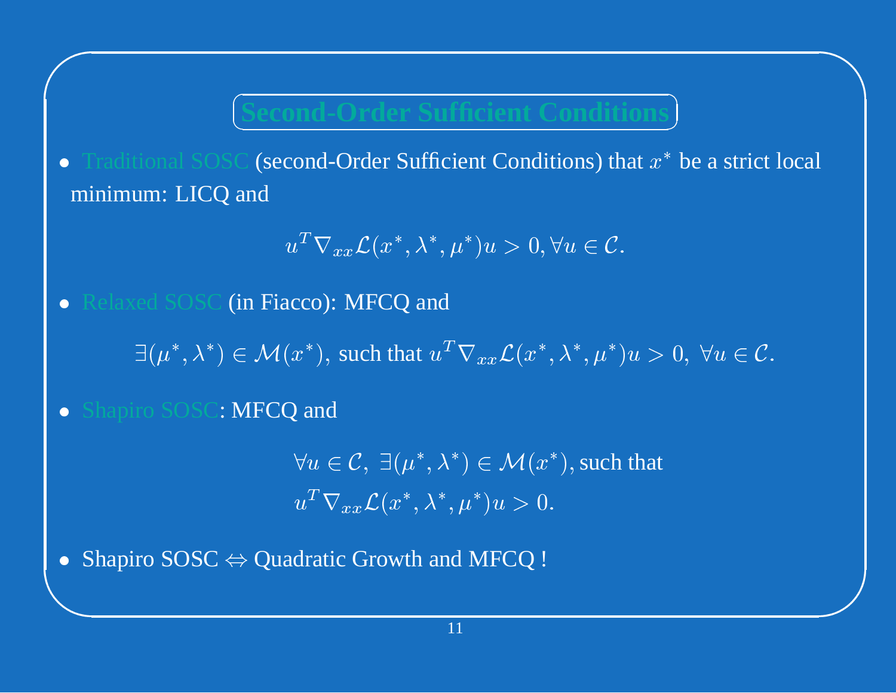## Second-Order Sufficient Conditions

- Traditional SOSC (second-Order Sufficient Conditions) that $x^*$ be a strict local minimum: LICQ and

$$u^T \nabla_{xx} \mathcal{L}(x^*, \lambda^*, \mu^*) u > 0, \forall u \in \mathcal{C}.$$

- Relaxed SOSC (in Fiacco): MFCQ and

$$\exists (\mu^*, \lambda^*) \in \mathcal{M}(x^*), \text{ such that } u^T \nabla_{xx} \mathcal{L}(x^*, \lambda^*, \mu^*) u > 0, \ \forall u \in \mathcal{C}.$$

- Shapiro SOSC: MFCQ and

$$\forall u \in \mathcal{C}, \ \exists (\mu^*, \lambda^*) \in \mathcal{M}(x^*), \text{such that}$$
$$u^T \nabla_{xx} \mathcal{L}(x^*, \lambda^*, \mu^*) u > 0.$$

- Shapiro SOSC $\Leftrightarrow$ Quadratic Growth and MFCQ !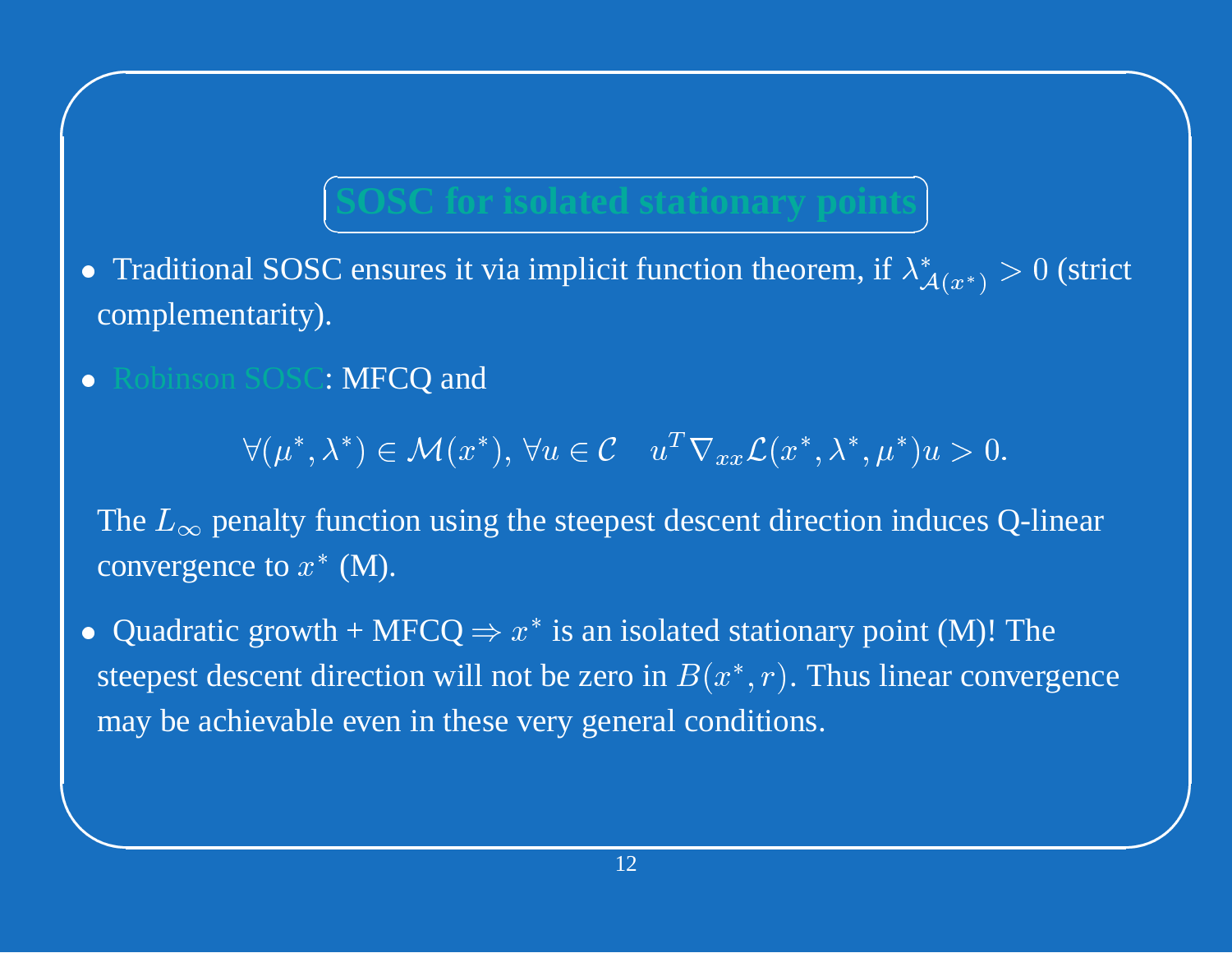## SOSC for isolated stationary points

- Traditional SOSC ensures it via implicit function theorem, if $\lambda^*_{\mathcal{A}(x^*)} > 0$ (strict complementarity).

- Robinson SOSC: MFCQ and

$$\forall (\mu^*, \lambda^*) \in \mathcal{M}(x^*),\ \forall u \in \mathcal{C} \quad u^T \nabla_{xx} \mathcal{L}(x^*, \lambda^*, \mu^*) u > 0.$$

  The $L_\infty$ penalty function using the steepest descent direction induces Q-linear convergence to $x^*$ (M).

- Quadratic growth + MFCQ $\Rightarrow x^*$ is an isolated stationary point (M)! The steepest descent direction will not be zero in $B(x^*, r)$. Thus linear convergence may be achievable even in these very general conditions.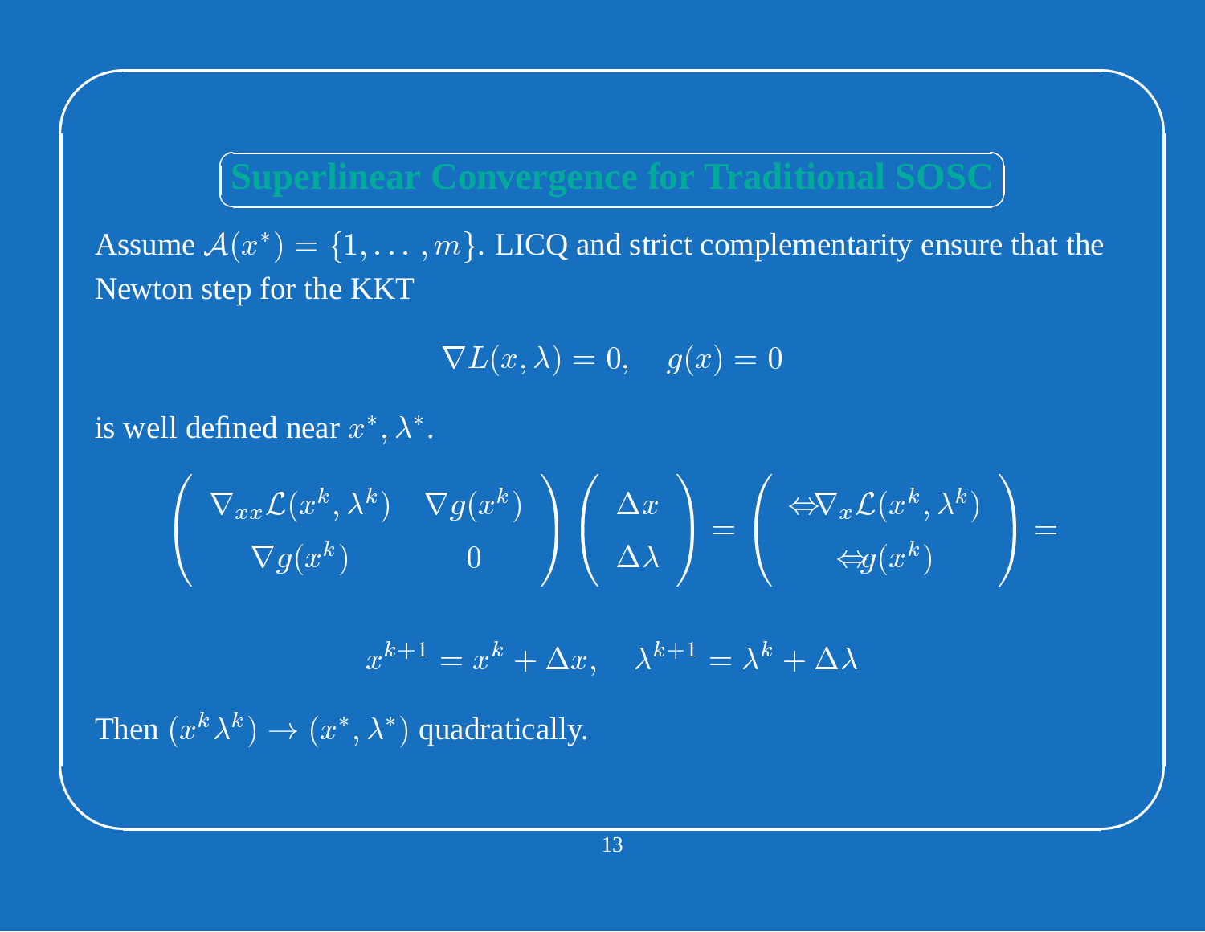## Superlinear Convergence for Traditional SOSC

Assume $\mathcal{A}(x^*) = \{1, \ldots, m\}$. LICQ and strict complementarity ensure that the Newton step for the KKT

$$\nabla L(x, \lambda) = 0, \quad g(x) = 0$$

is well defined near $x^*, \lambda^*$.

$$\begin{pmatrix} \nabla_{xx}\mathcal{L}(x^k, \lambda^k) & \nabla g(x^k) \\ \nabla g(x^k) & 0 \end{pmatrix} \begin{pmatrix} \Delta x \\ \Delta \lambda \end{pmatrix} = \begin{pmatrix} \Leftrightarrow \nabla_x \mathcal{L}(x^k, \lambda^k) \\ \Leftrightarrow g(x^k) \end{pmatrix} =$$

$$x^{k+1} = x^k + \Delta x, \quad \lambda^{k+1} = \lambda^k + \Delta \lambda$$

Then $(x^k \lambda^k) \rightarrow (x^*, \lambda^*)$ quadratically.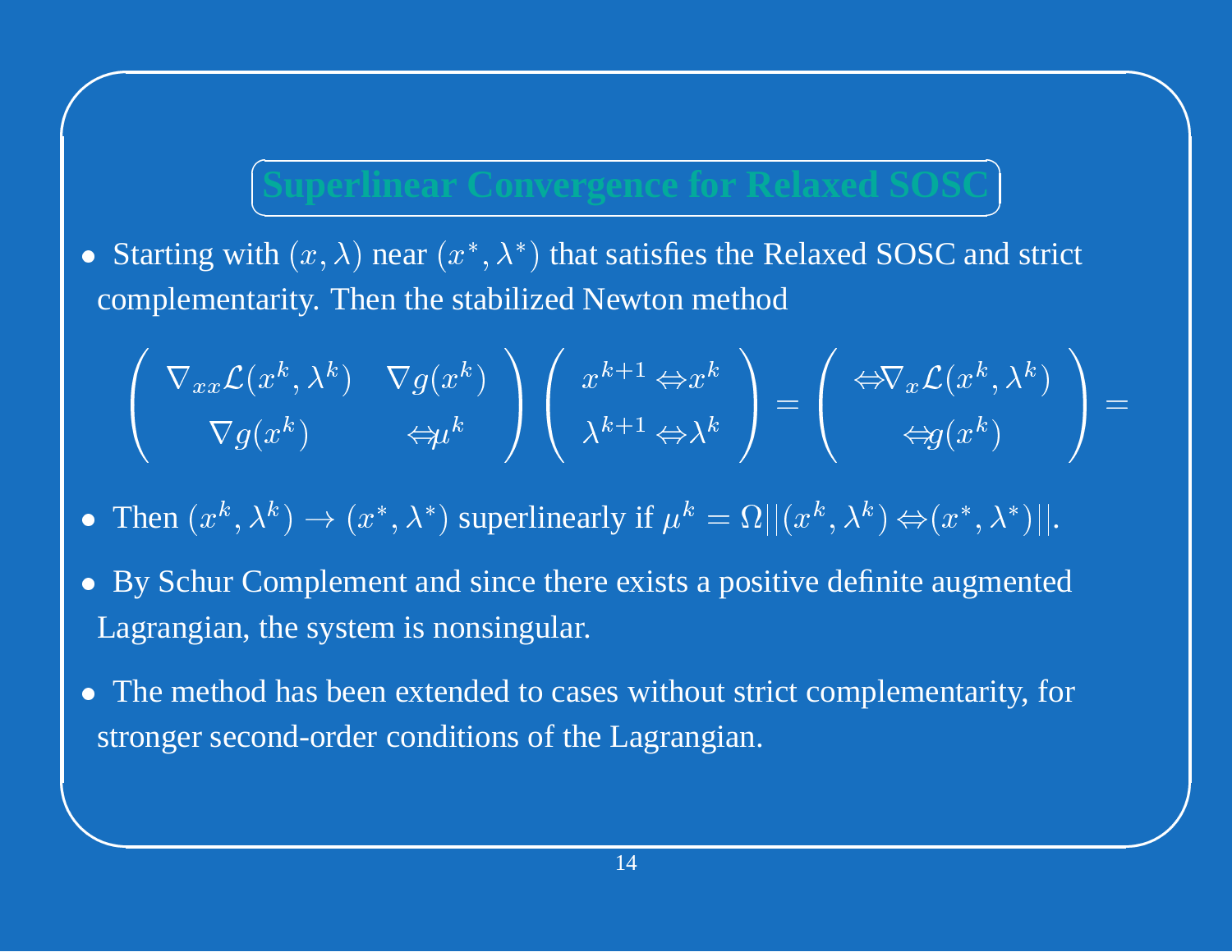## Superlinear Convergence for Relaxed SOSC

- Starting with $(x, \lambda)$ near $(x^*, \lambda^*)$ that satisfies the Relaxed SOSC and strict complementarity. Then the stabilized Newton method

$$\begin{pmatrix} \nabla_{xx}\mathcal{L}(x^k, \lambda^k) & \nabla g(x^k) \\ \nabla g(x^k) & \Leftrightarrow \mu^k \end{pmatrix} \begin{pmatrix} x^{k+1} \Leftrightarrow x^k \\ \lambda^{k+1} \Leftrightarrow \lambda^k \end{pmatrix} = \begin{pmatrix} \Leftrightarrow \nabla_x \mathcal{L}(x^k, \lambda^k) \\ \Leftrightarrow g(x^k) \end{pmatrix} =$$

- Then $(x^k, \lambda^k) \to (x^*, \lambda^*)$ superlinearly if $\mu^k = \Omega||(x^k, \lambda^k) \Leftrightarrow (x^*, \lambda^*)||$.
- By Schur Complement and since there exists a positive definite augmented Lagrangian, the system is nonsingular.
- The method has been extended to cases without strict complementarity, for stronger second-order conditions of the Lagrangian.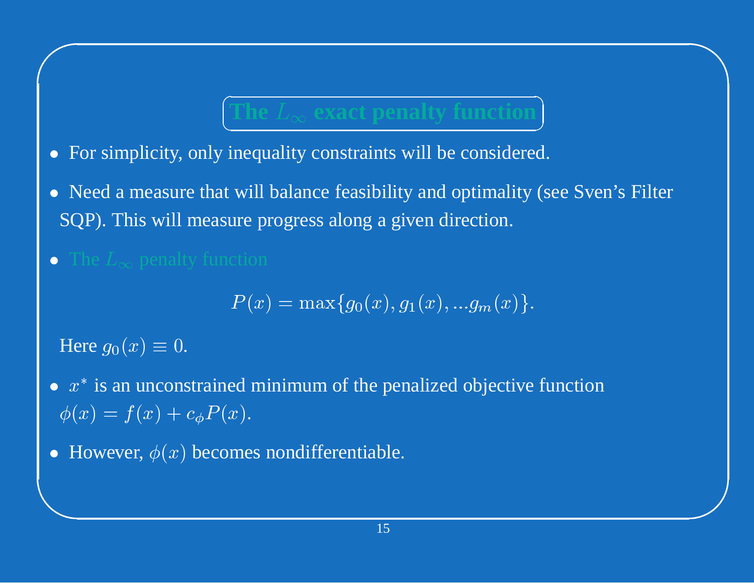## The $L_\infty$ exact penalty function

- For simplicity, only inequality constraints will be considered.
- Need a measure that will balance feasibility and optimality (see Sven's Filter SQP). This will measure progress along a given direction.
- The $L_\infty$ penalty function

$$P(x) = \max\{g_0(x), g_1(x), ...g_m(x)\}.$$

  Here $g_0(x) \equiv 0$.

- $x^*$ is an unconstrained minimum of the penalized objective function $\phi(x) = f(x) + c_\phi P(x)$.
- However, $\phi(x)$ becomes nondifferentiable.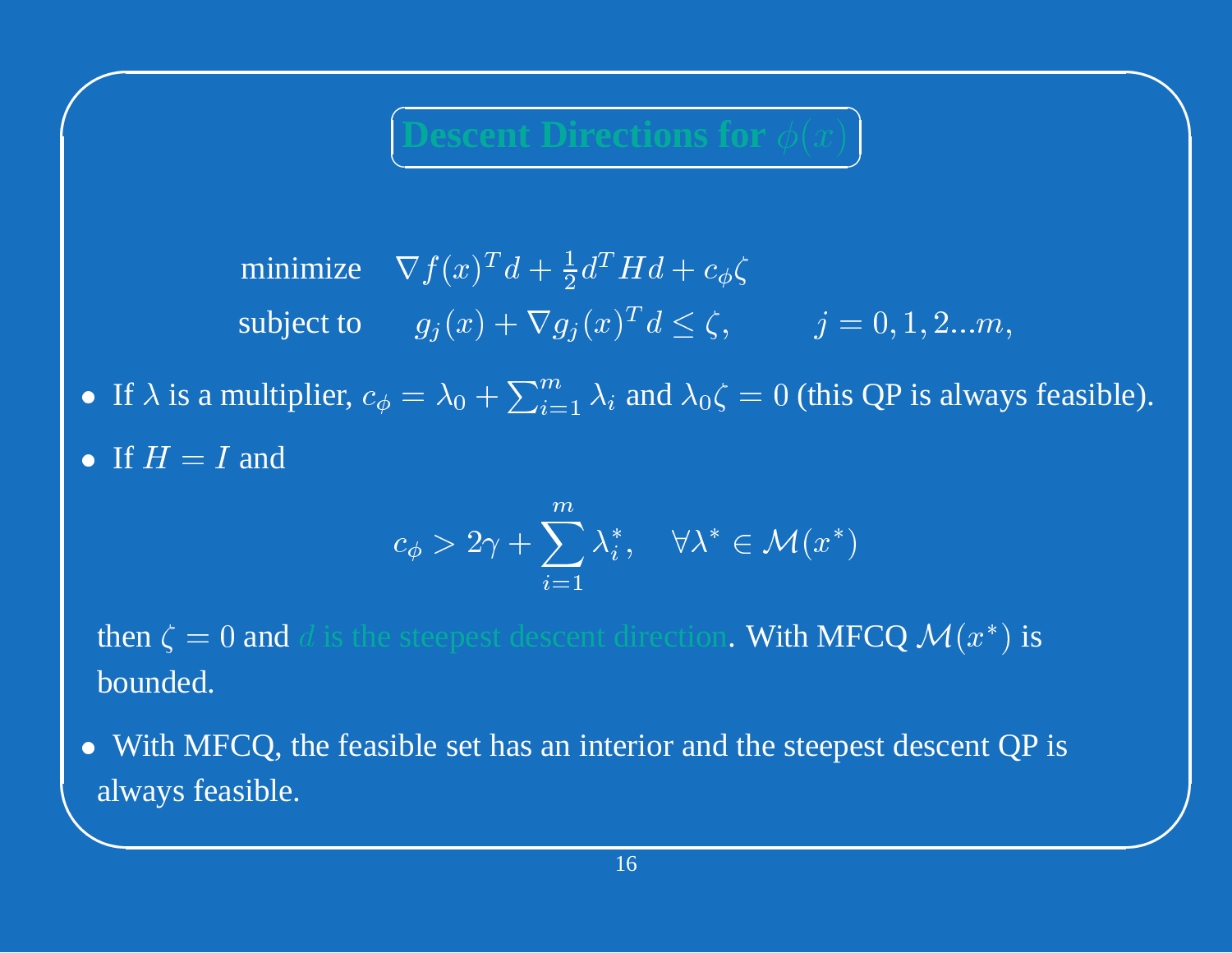## Descent Directions for $\phi(x)$

$$
\begin{aligned}
\text{minimize} \quad & \nabla f(x)^T d + \tfrac{1}{2} d^T H d + c_\phi \zeta \\
\text{subject to} \quad & g_j(x) + \nabla g_j(x)^T d \le \zeta, \qquad j = 0, 1, 2 \ldots m,
\end{aligned}
$$

- If $\lambda$ is a multiplier, $c_\phi = \lambda_0 + \sum_{i=1}^m \lambda_i$ and $\lambda_0 \zeta = 0$ (this QP is always feasible).
- If $H = I$ and

$$
c_\phi > 2\gamma + \sum_{i=1}^m \lambda_i^*, \quad \forall \lambda^* \in \mathcal{M}(x^*)
$$

  then $\zeta = 0$ and $d$ is the steepest descent direction. With MFCQ $\mathcal{M}(x^*)$ is bounded.
- With MFCQ, the feasible set has an interior and the steepest descent QP is always feasible.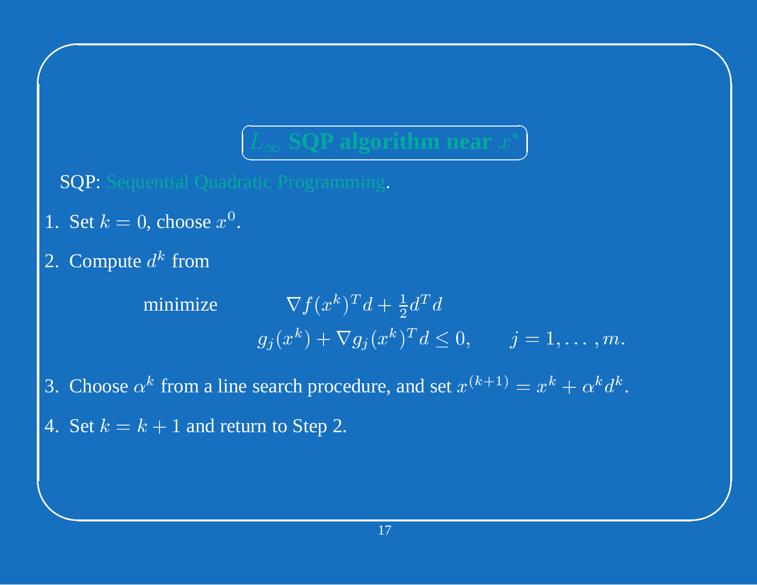## $L_\infty$ SQP algorithm near $x^*$

SQP: Sequential Quadratic Programming.

1. Set $k = 0$, choose $x^0$.
2. Compute $d^k$ from

$$
\begin{array}{ll}
\text{minimize} & \nabla f(x^k)^T d + \frac{1}{2} d^T d \\
& g_j(x^k) + \nabla g_j(x^k)^T d \leq 0, \qquad j = 1, \ldots, m.
\end{array}
$$

3. Choose $\alpha^k$ from a line search procedure, and set $x^{(k+1)} = x^k + \alpha^k d^k$.
4. Set $k = k + 1$ and return to Step 2.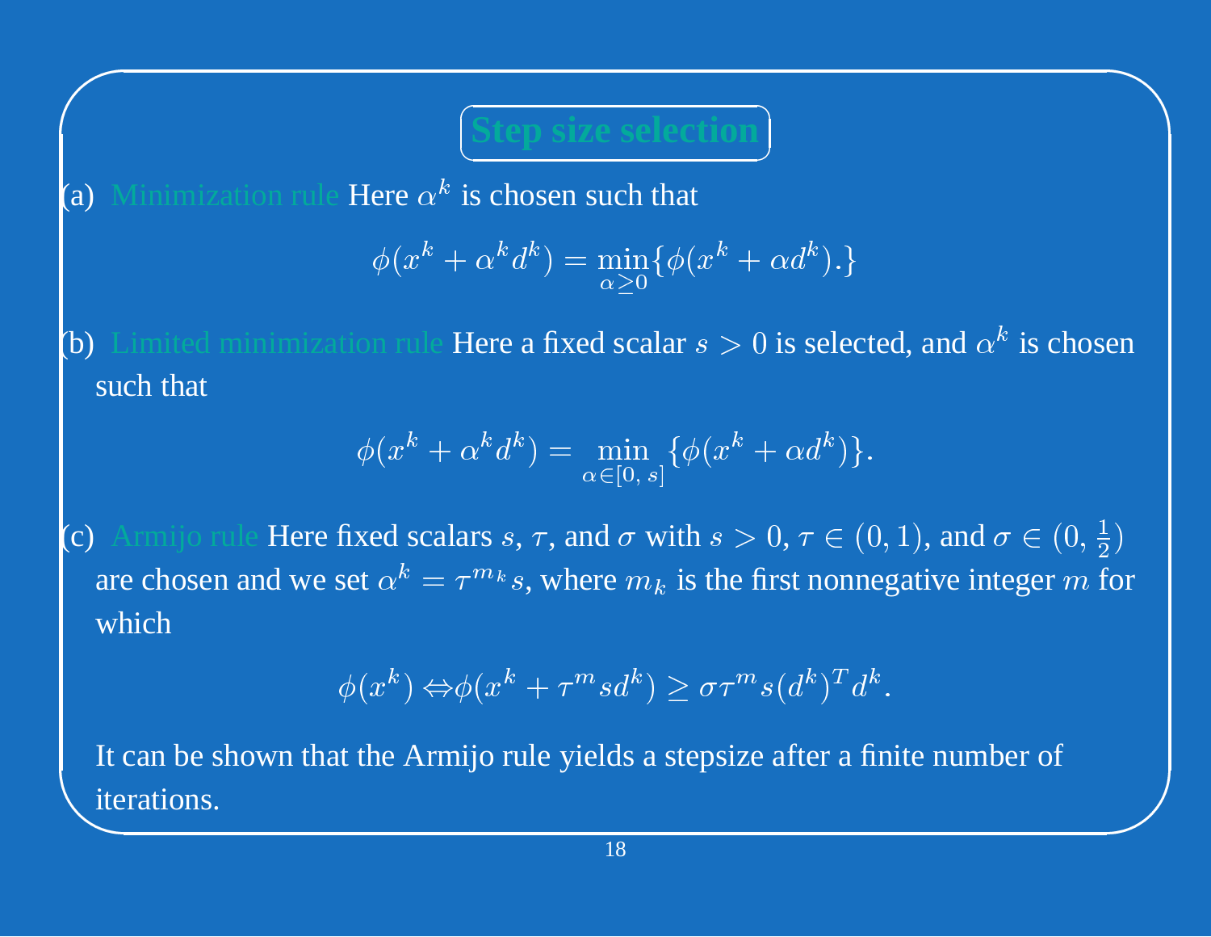## Step size selection

(a) Minimization rule Here $\alpha^k$ is chosen such that

$$\phi(x^k + \alpha^k d^k) = \min_{\alpha \geq 0} \{\phi(x^k + \alpha d^k).\}$$

(b) Limited minimization rule Here a fixed scalar $s > 0$ is selected, and $\alpha^k$ is chosen such that

$$\phi(x^k + \alpha^k d^k) = \min_{\alpha \in [0,\, s]} \{\phi(x^k + \alpha d^k)\}.$$

(c) Armijo rule Here fixed scalars $s$, $\tau$, and $\sigma$ with $s > 0$, $\tau \in (0, 1)$, and $\sigma \in (0, \frac{1}{2})$ are chosen and we set $\alpha^k = \tau^{m_k} s$, where $m_k$ is the first nonnegative integer $m$ for which

$$\phi(x^k) \Leftrightarrow \phi(x^k + \tau^m s d^k) \geq \sigma \tau^m s (d^k)^T d^k.$$

It can be shown that the Armijo rule yields a stepsize after a finite number of iterations.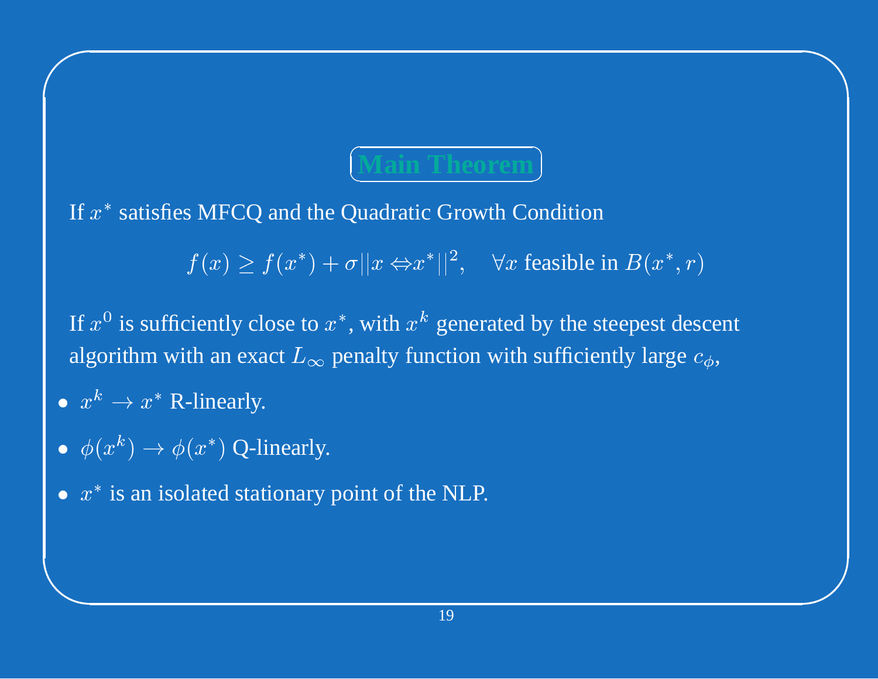## Main Theorem

If $x^*$ satisfies MFCQ and the Quadratic Growth Condition

$$f(x) \geq f(x^*) + \sigma ||x \Leftrightarrow x^*||^2, \quad \forall x \text{ feasible in } B(x^*, r)$$

If $x^0$ is sufficiently close to $x^*$, with $x^k$ generated by the steepest descent algorithm with an exact $L_\infty$ penalty function with sufficiently large $c_\phi$,

- $x^k \to x^*$ R-linearly.
- $\phi(x^k) \to \phi(x^*)$ Q-linearly.
- $x^*$ is an isolated stationary point of the NLP.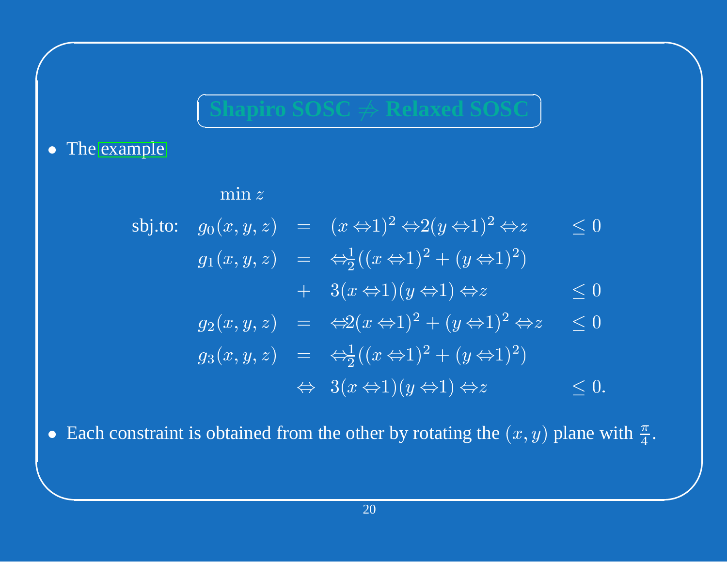## Shapiro SOSC $\not\Rightarrow$ Relaxed SOSC

- The example

$$
\begin{array}{lrcll}
 & \min z & & & \\
\text{sbj.to:} & g_0(x,y,z) & = & (x-1)^2 - 2(y-1)^2 - z & \leq 0 \\
 & g_1(x,y,z) & = & -\frac{1}{2}((x-1)^2 + (y-1)^2) & \\
 & & + & 3(x-1)(y-1) - z & \leq 0 \\
 & g_2(x,y,z) & = & -2(x-1)^2 + (y-1)^2 - z & \leq 0 \\
 & g_3(x,y,z) & = & -\frac{1}{2}((x-1)^2 + (y-1)^2) & \\
 & & - & 3(x-1)(y-1) - z & \leq 0.
\end{array}
$$

- Each constraint is obtained from the other by rotating the $(x, y)$ plane with $\frac{\pi}{4}$.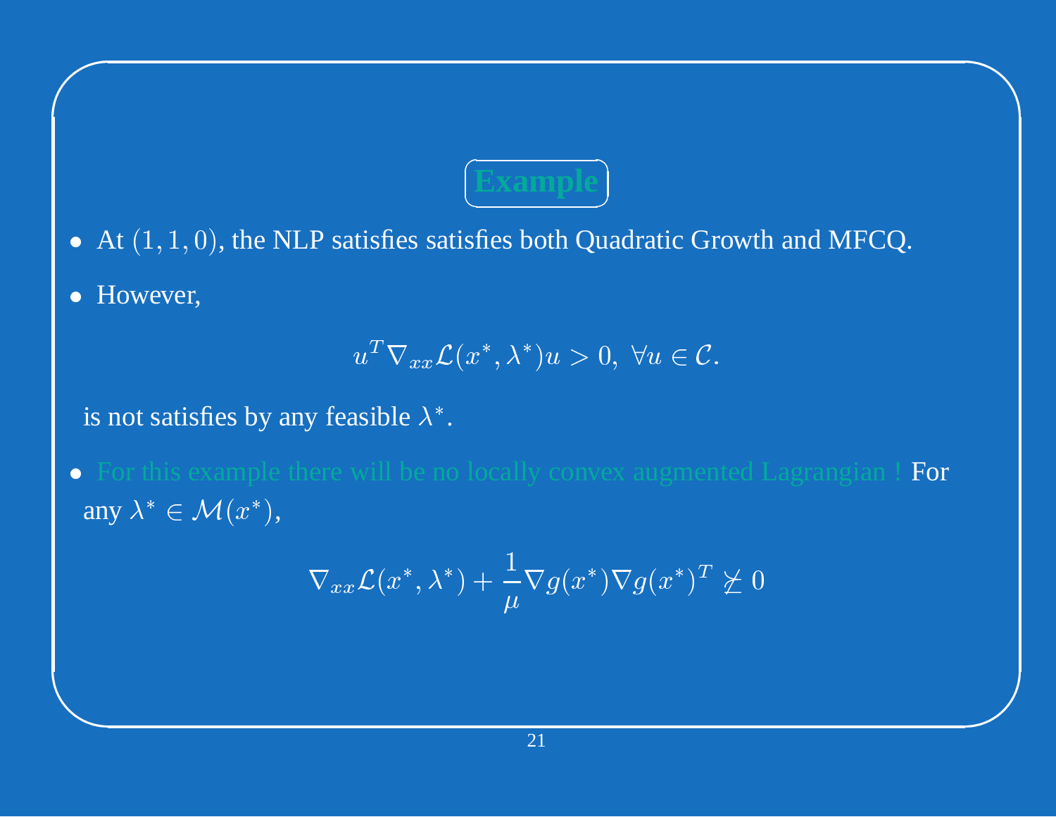## Example

- At $(1, 1, 0)$, the NLP satisfies satisfies both Quadratic Growth and MFCQ.
- However,

$$u^T \nabla_{xx} \mathcal{L}(x^*, \lambda^*) u > 0, \ \forall u \in \mathcal{C}.$$

is not satisfies by any feasible $\lambda^*$.

- For this example there will be no locally convex augmented Lagrangian ! For any $\lambda^* \in \mathcal{M}(x^*)$,

$$\nabla_{xx} \mathcal{L}(x^*, \lambda^*) + \frac{1}{\mu} \nabla g(x^*) \nabla g(x^*)^T \not\succeq 0$$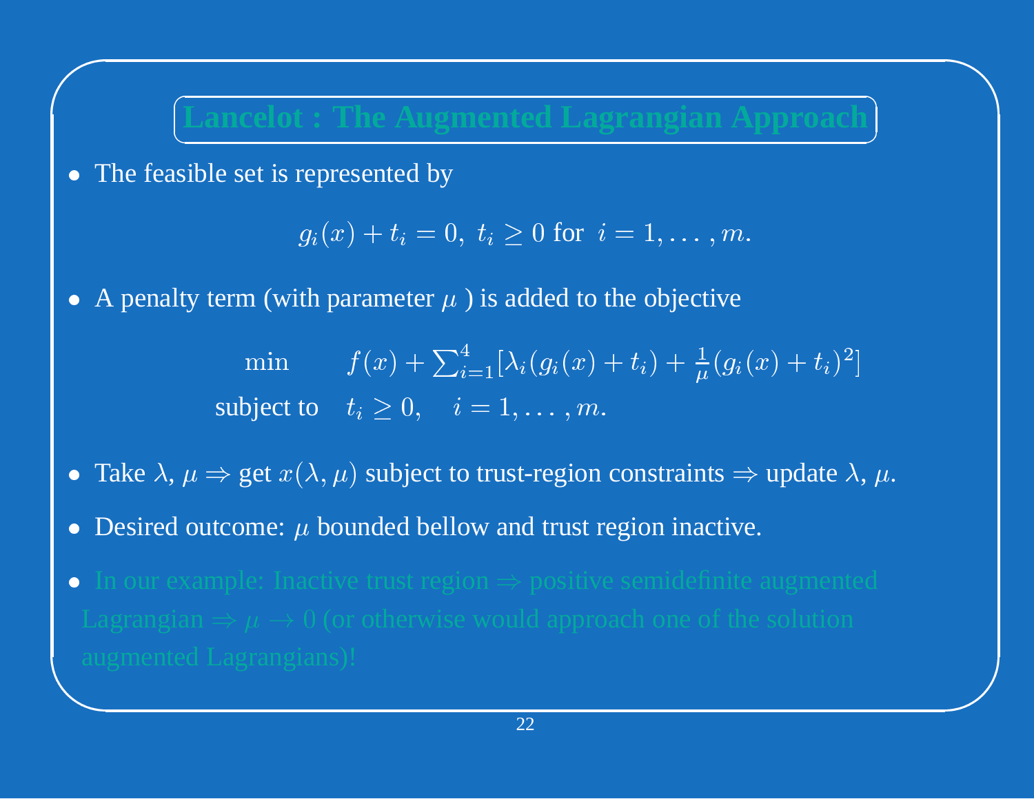# Lancelot : The Augmented Lagrangian Approach

- The feasible set is represented by

$$g_i(x) + t_i = 0, \; t_i \geq 0 \text{ for } \; i = 1, \ldots, m.$$

- A penalty term (with parameter $\mu$ ) is added to the objective

$$\begin{array}{ll} \min & f(x) + \sum_{i=1}^{4} [\lambda_i (g_i(x) + t_i) + \frac{1}{\mu} (g_i(x) + t_i)^2] \\ \text{subject to} & t_i \geq 0, \quad i = 1, \ldots, m. \end{array}$$

- Take $\lambda$, $\mu \Rightarrow$ get $x(\lambda, \mu)$ subject to trust-region constraints $\Rightarrow$ update $\lambda$, $\mu$.
- Desired outcome: $\mu$ bounded bellow and trust region inactive.
- In our example: Inactive trust region $\Rightarrow$ positive semidefinite augmented Lagrangian $\Rightarrow \mu \rightarrow 0$ (or otherwise would approach one of the solution augmented Lagrangians)!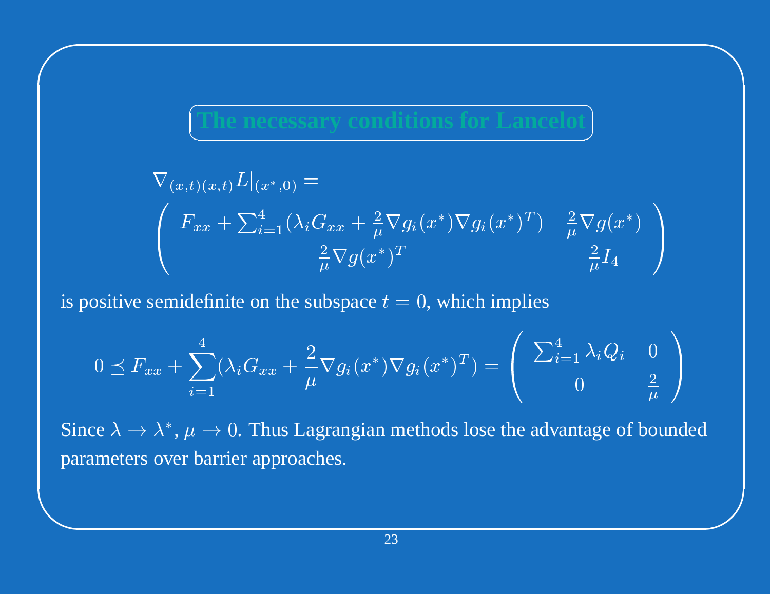## The necessary conditions for Lancelot

$$\nabla_{(x,t)(x,t)} L|_{(x^*,0)} =$$

$$\begin{pmatrix} F_{xx} + \sum_{i=1}^4 (\lambda_i G_{xx} + \frac{2}{\mu} \nabla g_i(x^*) \nabla g_i(x^*)^T) & \frac{2}{\mu} \nabla g(x^*) \\ \frac{2}{\mu} \nabla g(x^*)^T & \frac{2}{\mu} I_4 \end{pmatrix}$$

is positive semidefinite on the subspace $t = 0$, which implies

$$0 \preceq F_{xx} + \sum_{i=1}^{4} (\lambda_i G_{xx} + \frac{2}{\mu} \nabla g_i(x^*) \nabla g_i(x^*)^T) = \begin{pmatrix} \sum_{i=1}^4 \lambda_i Q_i & 0 \\ 0 & \frac{2}{\mu} \end{pmatrix}$$

Since $\lambda \rightarrow \lambda^*$, $\mu \rightarrow 0$. Thus Lagrangian methods lose the advantage of bounded parameters over barrier approaches.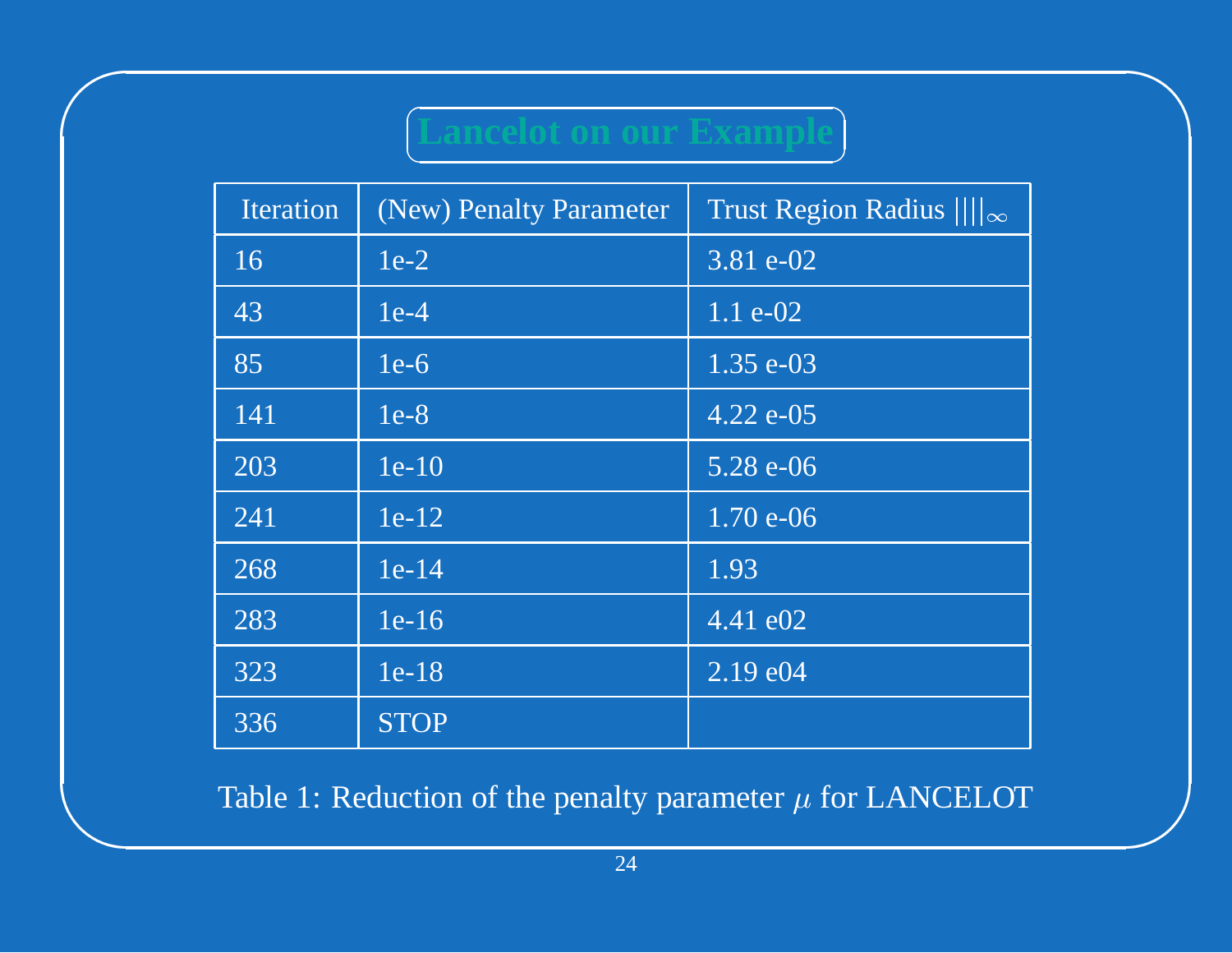## Lancelot on our Example

| Iteration | (New) Penalty Parameter | Trust Region Radius $\|\|\|\|_\infty$ |
|---|---|---|
| 16 | 1e-2 | 3.81 e-02 |
| 43 | 1e-4 | 1.1 e-02 |
| 85 | 1e-6 | 1.35 e-03 |
| 141 | 1e-8 | 4.22 e-05 |
| 203 | 1e-10 | 5.28 e-06 |
| 241 | 1e-12 | 1.70 e-06 |
| 268 | 1e-14 | 1.93 |
| 283 | 1e-16 | 4.41 e02 |
| 323 | 1e-18 | 2.19 e04 |
| 336 | STOP | |

Table 1: Reduction of the penalty parameter $\mu$ for LANCELOT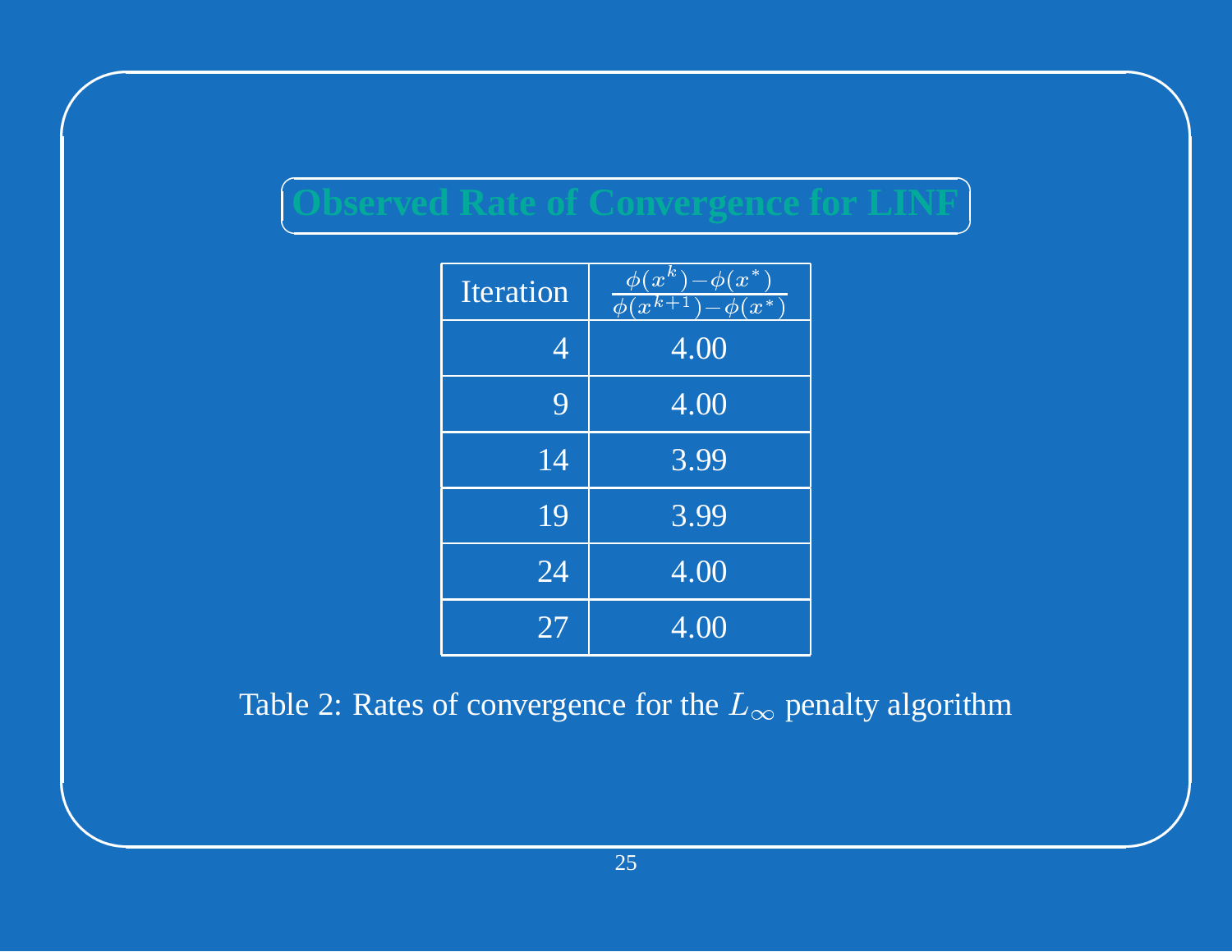## Observed Rate of Convergence for LINF

| Iteration | $\frac{\phi(x^k)-\phi(x^*)}{\phi(x^{k+1})-\phi(x^*)}$ |
|---:|:---:|
| 4 | 4.00 |
| 9 | 4.00 |
| 14 | 3.99 |
| 19 | 3.99 |
| 24 | 4.00 |
| 27 | 4.00 |

Table 2: Rates of convergence for the $L_\infty$ penalty algorithm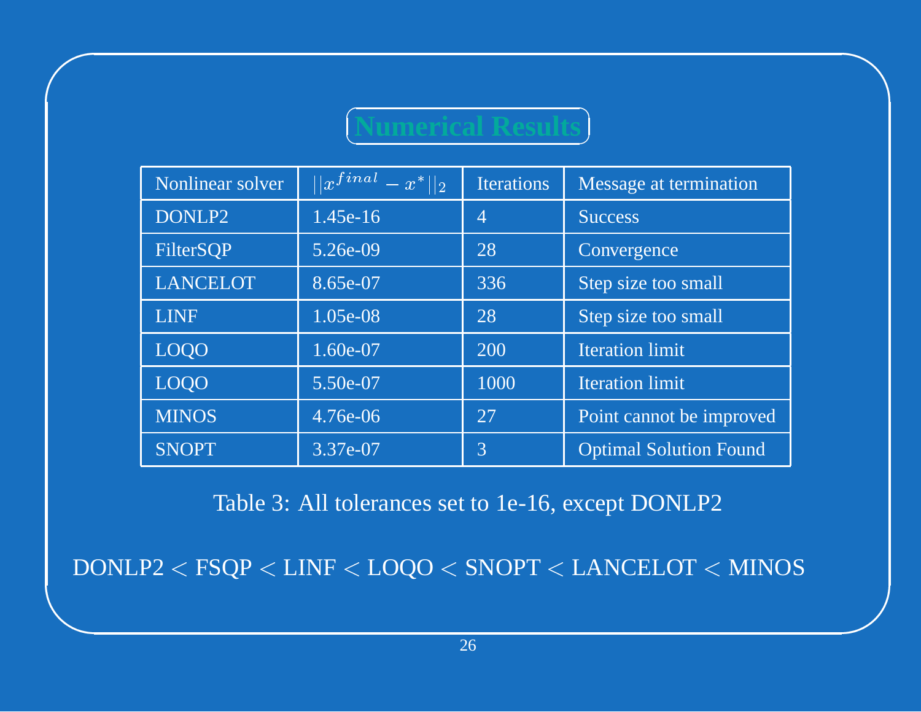# Numerical Results

| Nonlinear solver | $\|\|x^{final} - x^*\|\|_2$ | Iterations | Message at termination |
|---|---|---|---|
| DONLP2 | 1.45e-16 | 4 | Success |
| FilterSQP | 5.26e-09 | 28 | Convergence |
| LANCELOT | 8.65e-07 | 336 | Step size too small |
| LINF | 1.05e-08 | 28 | Step size too small |
| LOQO | 1.60e-07 | 200 | Iteration limit |
| LOQO | 5.50e-07 | 1000 | Iteration limit |
| MINOS | 4.76e-06 | 27 | Point cannot be improved |
| SNOPT | 3.37e-07 | 3 | Optimal Solution Found |

Table 3: All tolerances set to 1e-16, except DONLP2

DONLP2 $<$ FSQP $<$ LINF $<$ LOQO $<$ SNOPT $<$ LANCELOT $<$ MINOS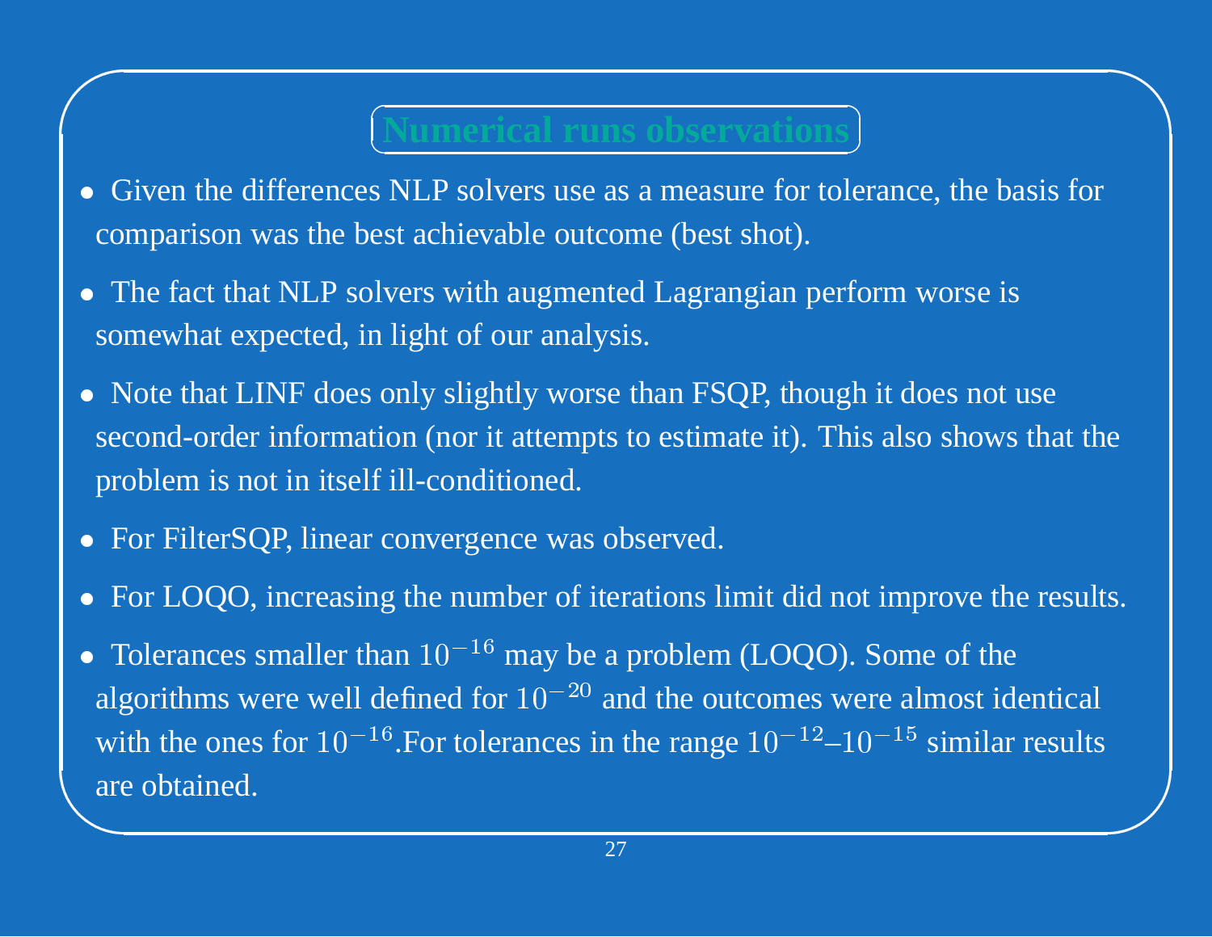## Numerical runs observations

- Given the differences NLP solvers use as a measure for tolerance, the basis for comparison was the best achievable outcome (best shot).
- The fact that NLP solvers with augmented Lagrangian perform worse is somewhat expected, in light of our analysis.
- Note that LINF does only slightly worse than FSQP, though it does not use second-order information (nor it attempts to estimate it). This also shows that the problem is not in itself ill-conditioned.
- For FilterSQP, linear convergence was observed.
- For LOQO, increasing the number of iterations limit did not improve the results.
- Tolerances smaller than $10^{-16}$ may be a problem (LOQO). Some of the algorithms were well defined for $10^{-20}$ and the outcomes were almost identical with the ones for $10^{-16}$.For tolerances in the range $10^{-12}$–$10^{-15}$ similar results are obtained.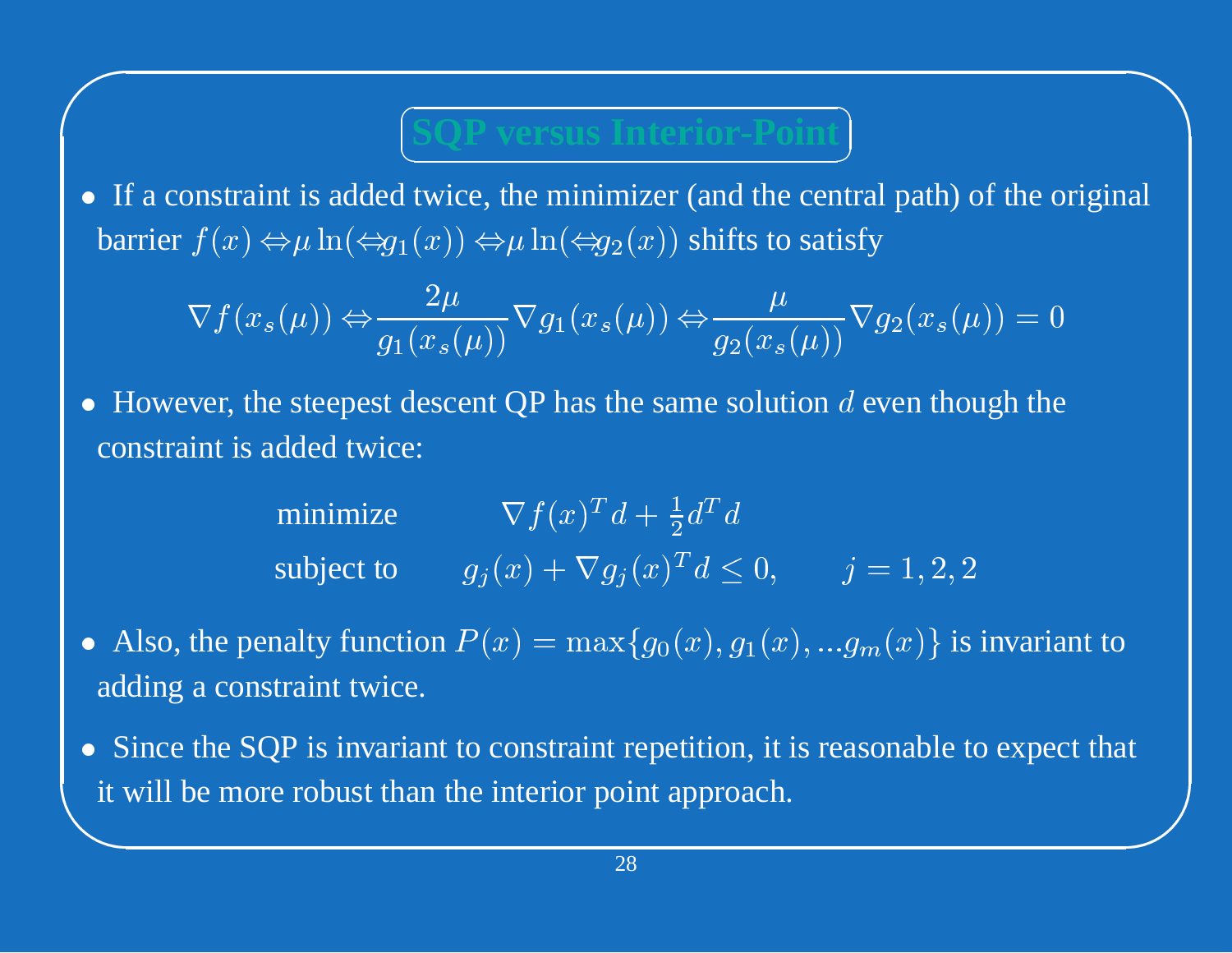## SQP versus Interior-Point

- If a constraint is added twice, the minimizer (and the central path) of the original barrier $f(x) \Leftrightarrow \mu \ln(\Leftrightarrow g_1(x)) \Leftrightarrow \mu \ln(\Leftrightarrow g_2(x))$ shifts to satisfy

$$\nabla f(x_s(\mu)) \Leftrightarrow \frac{2\mu}{g_1(x_s(\mu))} \nabla g_1(x_s(\mu)) \Leftrightarrow \frac{\mu}{g_2(x_s(\mu))} \nabla g_2(x_s(\mu)) = 0$$

- However, the steepest descent QP has the same solution $d$ even though the constraint is added twice:

$$\begin{array}{ll} \text{minimize} & \nabla f(x)^T d + \frac{1}{2} d^T d \\ \text{subject to} & g_j(x) + \nabla g_j(x)^T d \leq 0, \qquad j = 1, 2, 2 \end{array}$$

- Also, the penalty function $P(x) = \max\{g_0(x), g_1(x), ...g_m(x)\}$ is invariant to adding a constraint twice.

- Since the SQP is invariant to constraint repetition, it is reasonable to expect that it will be more robust than the interior point approach.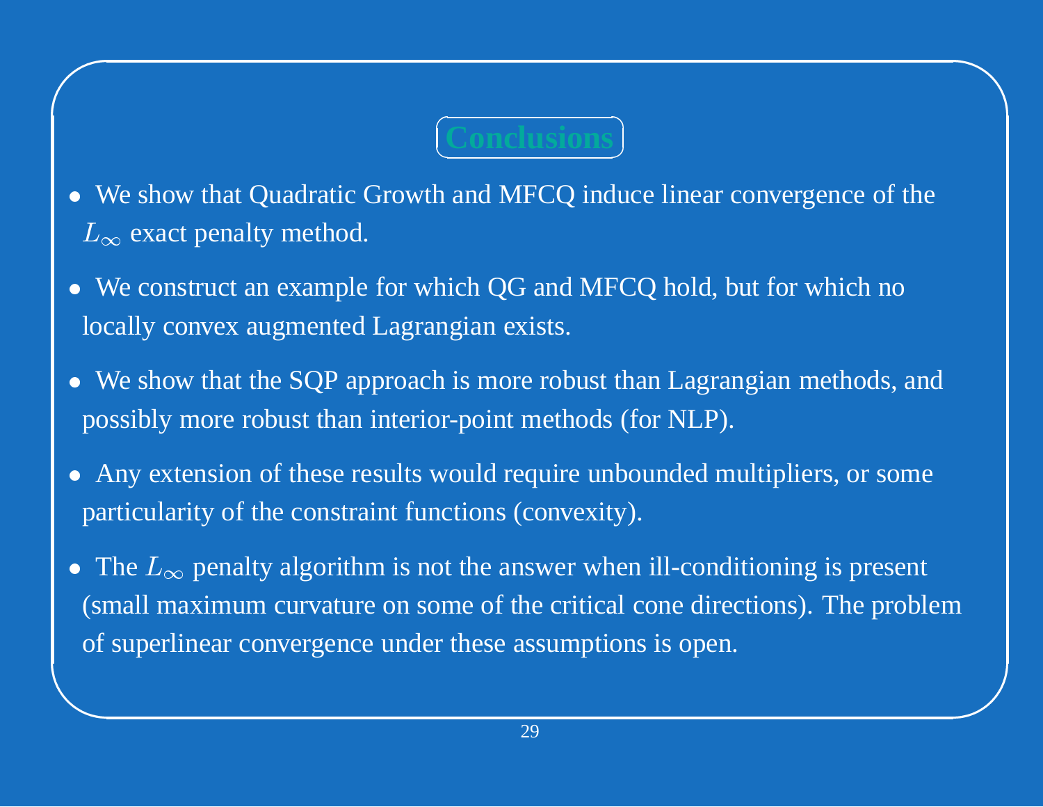## Conclusions

- We show that Quadratic Growth and MFCQ induce linear convergence of the $L_\infty$ exact penalty method.
- We construct an example for which QG and MFCQ hold, but for which no locally convex augmented Lagrangian exists.
- We show that the SQP approach is more robust than Lagrangian methods, and possibly more robust than interior-point methods (for NLP).
- Any extension of these results would require unbounded multipliers, or some particularity of the constraint functions (convexity).
- The $L_\infty$ penalty algorithm is not the answer when ill-conditioning is present (small maximum curvature on some of the critical cone directions). The problem of superlinear convergence under these assumptions is open.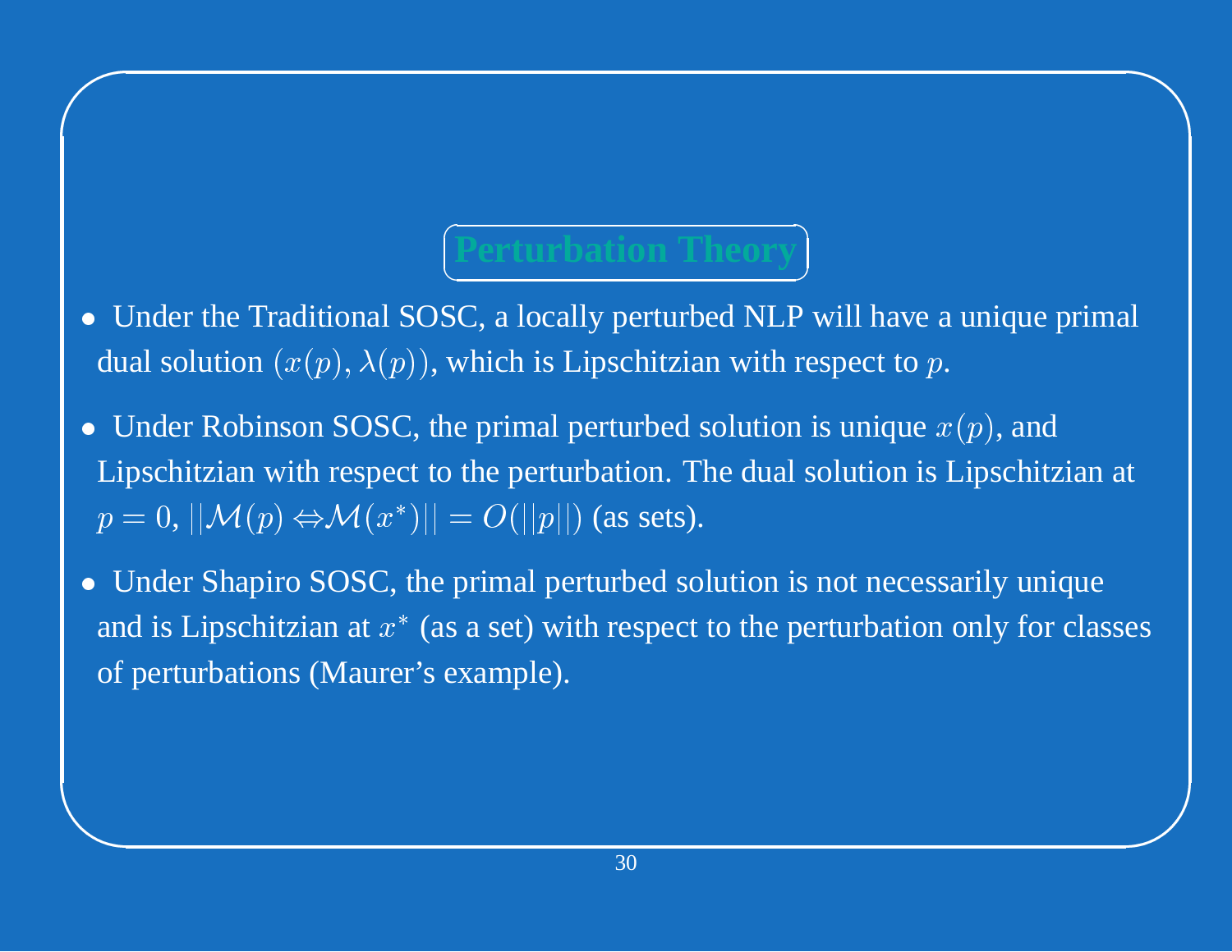## Perturbation Theory

- Under the Traditional SOSC, a locally perturbed NLP will have a unique primal dual solution $(x(p), \lambda(p))$, which is Lipschitzian with respect to $p$.
- Under Robinson SOSC, the primal perturbed solution is unique $x(p)$, and Lipschitzian with respect to the perturbation. The dual solution is Lipschitzian at $p = 0$, $||\mathcal{M}(p) \Leftrightarrow \mathcal{M}(x^*)|| = O(||p||)$ (as sets).
- Under Shapiro SOSC, the primal perturbed solution is not necessarily unique and is Lipschitzian at $x^*$ (as a set) with respect to the perturbation only for classes of perturbations (Maurer's example).